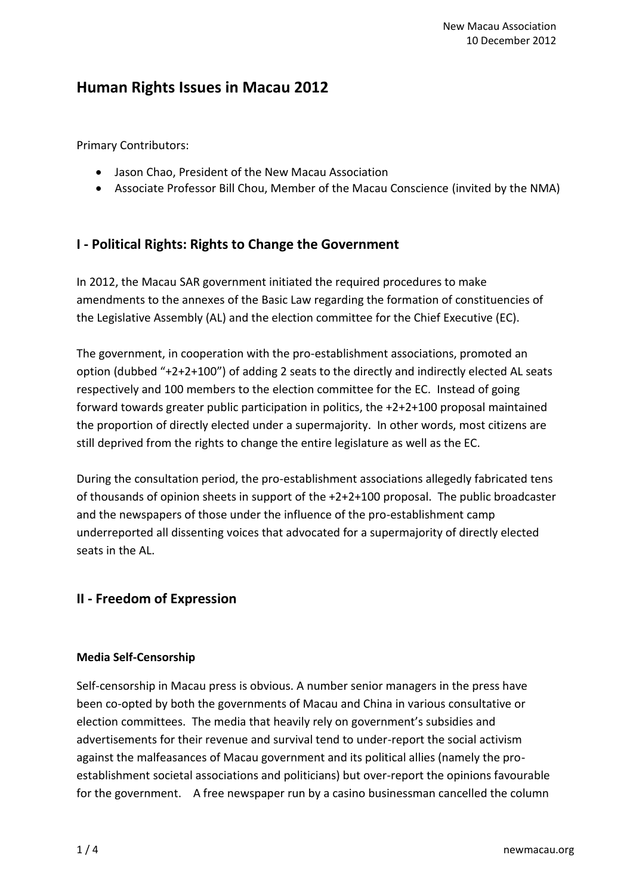New Macau Association
10 December 2012

# Human Rights Issues in Macau 2012

Primary Contributors:

- Jason Chao, President of the New Macau Association
- Associate Professor Bill Chou, Member of the Macau Conscience (invited by the NMA)

## I - Political Rights: Rights to Change the Government

In 2012, the Macau SAR government initiated the required procedures to make amendments to the annexes of the Basic Law regarding the formation of constituencies of the Legislative Assembly (AL) and the election committee for the Chief Executive (EC).

The government, in cooperation with the pro-establishment associations, promoted an option (dubbed "+2+2+100") of adding 2 seats to the directly and indirectly elected AL seats respectively and 100 members to the election committee for the EC. Instead of going forward towards greater public participation in politics, the +2+2+100 proposal maintained the proportion of directly elected under a supermajority. In other words, most citizens are still deprived from the rights to change the entire legislature as well as the EC.

During the consultation period, the pro-establishment associations allegedly fabricated tens of thousands of opinion sheets in support of the +2+2+100 proposal. The public broadcaster and the newspapers of those under the influence of the pro-establishment camp underreported all dissenting voices that advocated for a supermajority of directly elected seats in the AL.

## II - Freedom of Expression

### Media Self-Censorship

Self-censorship in Macau press is obvious. A number senior managers in the press have been co-opted by both the governments of Macau and China in various consultative or election committees. The media that heavily rely on government's subsidies and advertisements for their revenue and survival tend to under-report the social activism against the malfeasances of Macau government and its political allies (namely the pro-establishment societal associations and politicians) but over-report the opinions favourable for the government. A free newspaper run by a casino businessman cancelled the column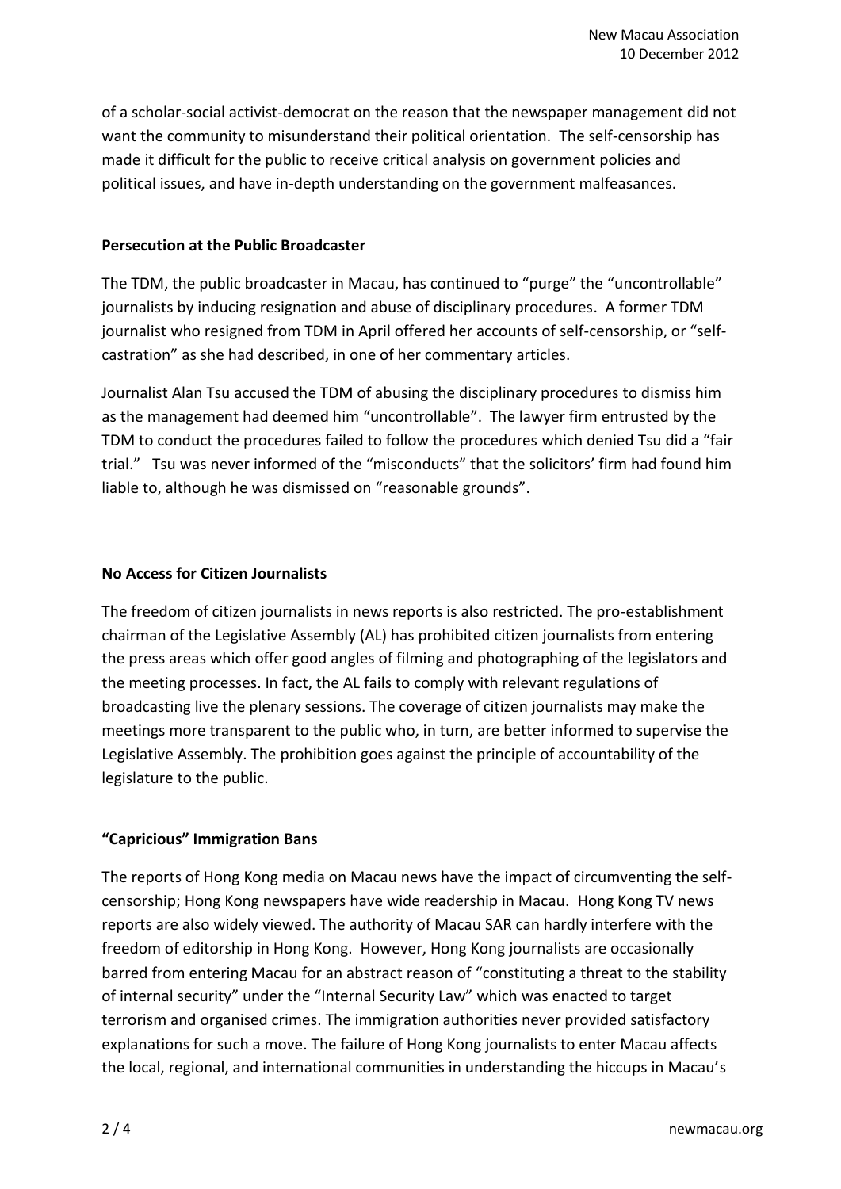of a scholar-social activist-democrat on the reason that the newspaper management did not want the community to misunderstand their political orientation. The self-censorship has made it difficult for the public to receive critical analysis on government policies and political issues, and have in-depth understanding on the government malfeasances.

**Persecution at the Public Broadcaster**

The TDM, the public broadcaster in Macau, has continued to "purge" the "uncontrollable" journalists by inducing resignation and abuse of disciplinary procedures. A former TDM journalist who resigned from TDM in April offered her accounts of self-censorship, or "self-castration" as she had described, in one of her commentary articles.

Journalist Alan Tsu accused the TDM of abusing the disciplinary procedures to dismiss him as the management had deemed him "uncontrollable". The lawyer firm entrusted by the TDM to conduct the procedures failed to follow the procedures which denied Tsu did a "fair trial." Tsu was never informed of the "misconducts" that the solicitors' firm had found him liable to, although he was dismissed on "reasonable grounds".

**No Access for Citizen Journalists**

The freedom of citizen journalists in news reports is also restricted. The pro-establishment chairman of the Legislative Assembly (AL) has prohibited citizen journalists from entering the press areas which offer good angles of filming and photographing of the legislators and the meeting processes. In fact, the AL fails to comply with relevant regulations of broadcasting live the plenary sessions. The coverage of citizen journalists may make the meetings more transparent to the public who, in turn, are better informed to supervise the Legislative Assembly. The prohibition goes against the principle of accountability of the legislature to the public.

**"Capricious" Immigration Bans**

The reports of Hong Kong media on Macau news have the impact of circumventing the self-censorship; Hong Kong newspapers have wide readership in Macau. Hong Kong TV news reports are also widely viewed. The authority of Macau SAR can hardly interfere with the freedom of editorship in Hong Kong. However, Hong Kong journalists are occasionally barred from entering Macau for an abstract reason of "constituting a threat to the stability of internal security" under the "Internal Security Law" which was enacted to target terrorism and organised crimes. The immigration authorities never provided satisfactory explanations for such a move. The failure of Hong Kong journalists to enter Macau affects the local, regional, and international communities in understanding the hiccups in Macau's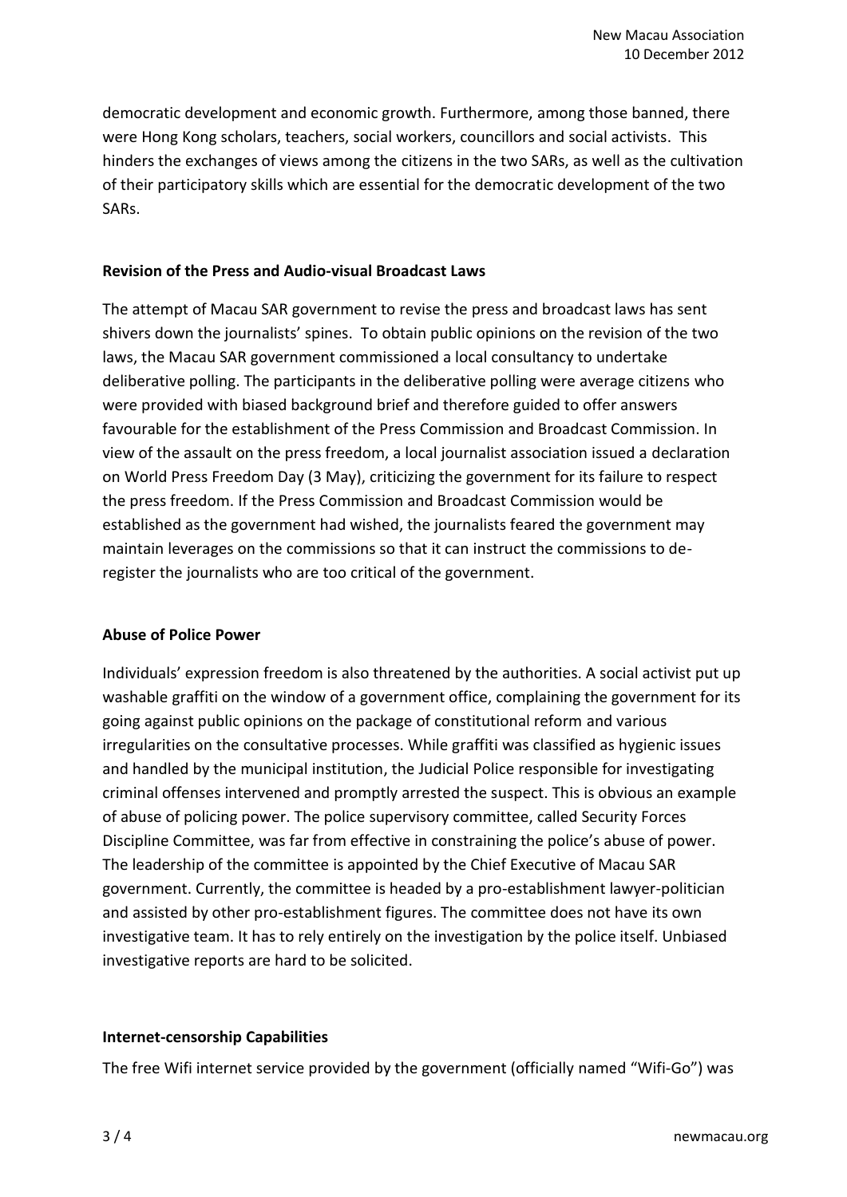democratic development and economic growth. Furthermore, among those banned, there were Hong Kong scholars, teachers, social workers, councillors and social activists. This hinders the exchanges of views among the citizens in the two SARs, as well as the cultivation of their participatory skills which are essential for the democratic development of the two SARs.

**Revision of the Press and Audio-visual Broadcast Laws**

The attempt of Macau SAR government to revise the press and broadcast laws has sent shivers down the journalists' spines. To obtain public opinions on the revision of the two laws, the Macau SAR government commissioned a local consultancy to undertake deliberative polling. The participants in the deliberative polling were average citizens who were provided with biased background brief and therefore guided to offer answers favourable for the establishment of the Press Commission and Broadcast Commission. In view of the assault on the press freedom, a local journalist association issued a declaration on World Press Freedom Day (3 May), criticizing the government for its failure to respect the press freedom. If the Press Commission and Broadcast Commission would be established as the government had wished, the journalists feared the government may maintain leverages on the commissions so that it can instruct the commissions to de-register the journalists who are too critical of the government.

**Abuse of Police Power**

Individuals' expression freedom is also threatened by the authorities. A social activist put up washable graffiti on the window of a government office, complaining the government for its going against public opinions on the package of constitutional reform and various irregularities on the consultative processes. While graffiti was classified as hygienic issues and handled by the municipal institution, the Judicial Police responsible for investigating criminal offenses intervened and promptly arrested the suspect. This is obvious an example of abuse of policing power. The police supervisory committee, called Security Forces Discipline Committee, was far from effective in constraining the police's abuse of power. The leadership of the committee is appointed by the Chief Executive of Macau SAR government. Currently, the committee is headed by a pro-establishment lawyer-politician and assisted by other pro-establishment figures. The committee does not have its own investigative team. It has to rely entirely on the investigation by the police itself. Unbiased investigative reports are hard to be solicited.

**Internet-censorship Capabilities**

The free Wifi internet service provided by the government (officially named "Wifi-Go") was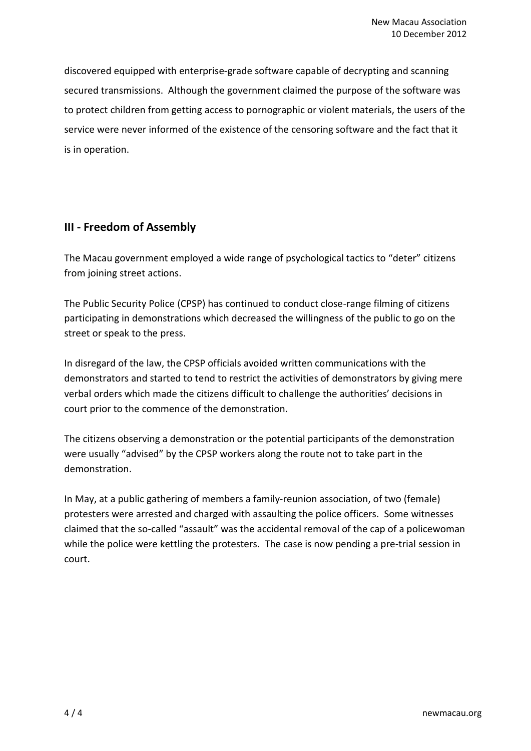discovered equipped with enterprise-grade software capable of decrypting and scanning secured transmissions. Although the government claimed the purpose of the software was to protect children from getting access to pornographic or violent materials, the users of the service were never informed of the existence of the censoring software and the fact that it is in operation.

## III - Freedom of Assembly

The Macau government employed a wide range of psychological tactics to "deter" citizens from joining street actions.

The Public Security Police (CPSP) has continued to conduct close-range filming of citizens participating in demonstrations which decreased the willingness of the public to go on the street or speak to the press.

In disregard of the law, the CPSP officials avoided written communications with the demonstrators and started to tend to restrict the activities of demonstrators by giving mere verbal orders which made the citizens difficult to challenge the authorities' decisions in court prior to the commence of the demonstration.

The citizens observing a demonstration or the potential participants of the demonstration were usually "advised" by the CPSP workers along the route not to take part in the demonstration.

In May, at a public gathering of members a family-reunion association, of two (female) protesters were arrested and charged with assaulting the police officers. Some witnesses claimed that the so-called "assault" was the accidental removal of the cap of a policewoman while the police were kettling the protesters. The case is now pending a pre-trial session in court.